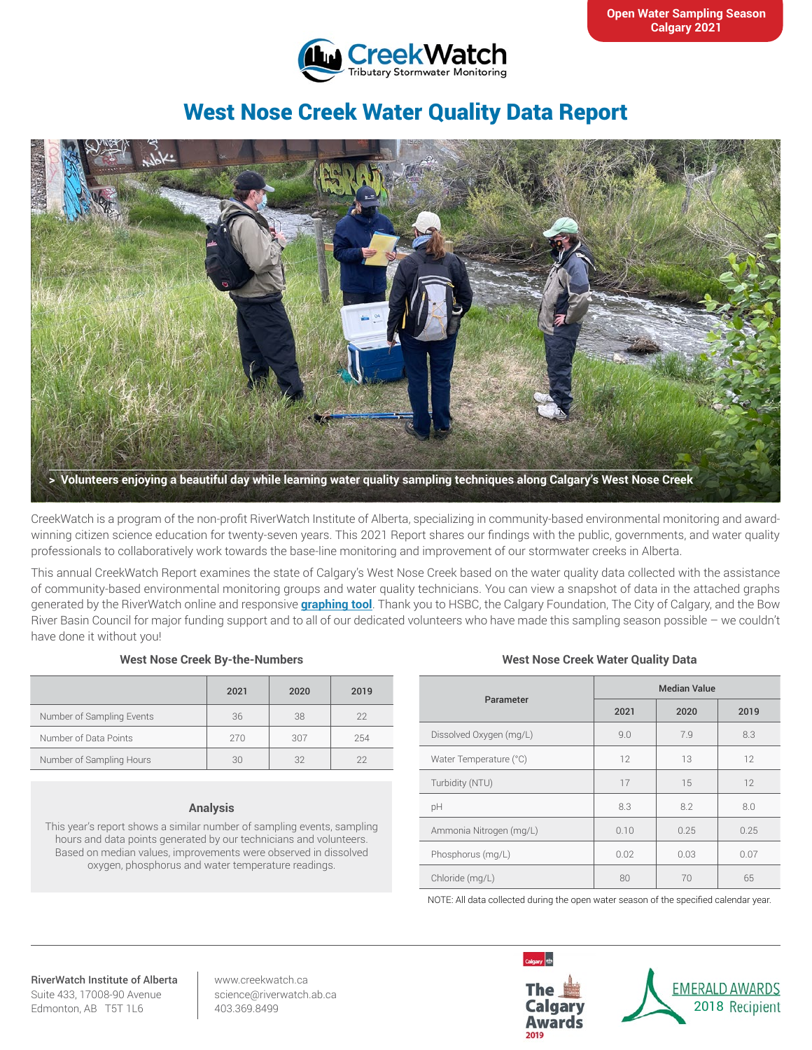Open Water Sampling Season
Calgary 2021

CreekWatch
Tributary Stormwater Monitoring

# West Nose Creek Water Quality Data Report

> Volunteers enjoying a beautiful day while learning water quality sampling techniques along Calgary's West Nose Creek

CreekWatch is a program of the non-profit RiverWatch Institute of Alberta, specializing in community-based environmental monitoring and award-winning citizen science education for twenty-seven years. This 2021 Report shares our findings with the public, governments, and water quality professionals to collaboratively work towards the base-line monitoring and improvement of our stormwater creeks in Alberta.

This annual CreekWatch Report examines the state of Calgary's West Nose Creek based on the water quality data collected with the assistance of community-based environmental monitoring groups and water quality technicians. You can view a snapshot of data in the attached graphs generated by the RiverWatch online and responsive **graphing tool**. Thank you to HSBC, the Calgary Foundation, The City of Calgary, and the Bow River Basin Council for major funding support and to all of our dedicated volunteers who have made this sampling season possible – we couldn't have done it without you!

### West Nose Creek By-the-Numbers

| | 2021 | 2020 | 2019 |
|---|---|---|---|
| Number of Sampling Events | 36 | 38 | 22 |
| Number of Data Points | 270 | 307 | 254 |
| Number of Sampling Hours | 30 | 32 | 22 |

### Analysis

This year's report shows a similar number of sampling events, sampling hours and data points generated by our technicians and volunteers. Based on median values, improvements were observed in dissolved oxygen, phosphorus and water temperature readings.

### West Nose Creek Water Quality Data

| Parameter | Median Value | | |
|---|---|---|---|
| | 2021 | 2020 | 2019 |
| Dissolved Oxygen (mg/L) | 9.0 | 7.9 | 8.3 |
| Water Temperature (°C) | 12 | 13 | 12 |
| Turbidity (NTU) | 17 | 15 | 12 |
| pH | 8.3 | 8.2 | 8.0 |
| Ammonia Nitrogen (mg/L) | 0.10 | 0.25 | 0.25 |
| Phosphorus (mg/L) | 0.02 | 0.03 | 0.07 |
| Chloride (mg/L) | 80 | 70 | 65 |

NOTE: All data collected during the open water season of the specified calendar year.

**RiverWatch Institute of Alberta**
Suite 433, 17008-90 Avenue
Edmonton, AB T5T 1L6

www.creekwatch.ca
science@riverwatch.ab.ca
403.369.8499

Calgary
The Calgary Awards 2019

EMERALD AWARDS
2018 Recipient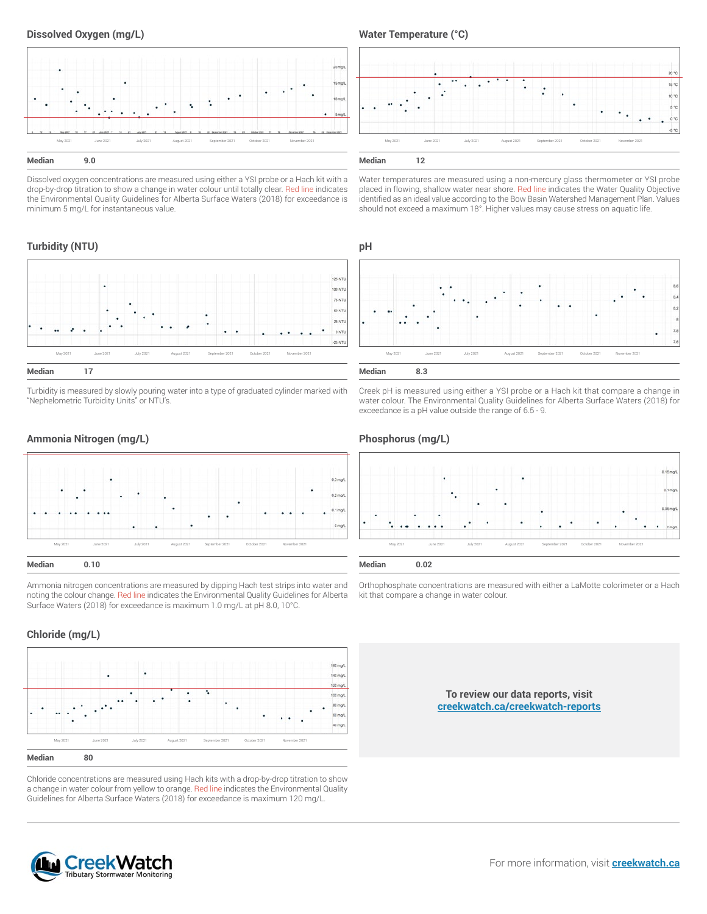## Dissolved Oxygen (mg/L)

20mg/L
15mg/L
10mg/L
5mg/L

May 2021 June 2021 July 2021 August 2021 September 2021 October 2021 November 2021 December 2021

**Median** 9.0

Dissolved oxygen concentrations are measured using either a YSI probe or a Hach kit with a drop-by-drop titration to show a change in water colour until totally clear. Red line indicates the Environmental Quality Guidelines for Alberta Surface Waters (2018) for exceedance is minimum 5 mg/L for instantaneous value.

## Water Temperature (°C)

20 °C
15 °C
10 °C
5 °C
0 °C
-5 °C

May 2021 June 2021 July 2021 August 2021 September 2021 October 2021 November 2021

**Median** 12

Water temperatures are measured using a non-mercury glass thermometer or YSI probe placed in flowing, shallow water near shore. Red line indicates the Water Quality Objective identified as an ideal value according to the Bow Basin Watershed Management Plan. Values should not exceed a maximum 18°. Higher values may cause stress on aquatic life.

## Turbidity (NTU)

125 NTU
100 NTU
75 NTU
50 NTU
25 NTU
0 NTU
-25 NTU

May 2021 June 2021 July 2021 August 2021 September 2021 October 2021 November 2021

**Median** 17

Turbidity is measured by slowly pouring water into a type of graduated cylinder marked with "Nephelometric Turbidity Units" or NTU's.

## pH

8.6
8.4
8.2
8
7.8
7.6

May 2021 June 2021 July 2021 August 2021 September 2021 October 2021 November 2021

**Median** 8.3

Creek pH is measured using either a YSI probe or a Hach kit that compare a change in water colour. The Environmental Quality Guidelines for Alberta Surface Waters (2018) for exceedance is a pH value outside the range of 6.5 - 9.

## Ammonia Nitrogen (mg/L)

0.3 mg/L
0.2 mg/L
0.1 mg/L
0 mg/L

May 2021 June 2021 July 2021 August 2021 September 2021 October 2021 November 2021

**Median** 0.10

Ammonia nitrogen concentrations are measured by dipping Hach test strips into water and noting the colour change. Red line indicates the Environmental Quality Guidelines for Alberta Surface Waters (2018) for exceedance is maximum 1.0 mg/L at pH 8.0, 10°C.

## Phosphorus (mg/L)

0.15mg/L
0.1mg/L
0.05mg/L
0mg/L

May 2021 June 2021 July 2021 August 2021 September 2021 October 2021 November 2021

**Median** 0.02

Orthophosphate concentrations are measured with either a LaMotte colorimeter or a Hach kit that compare a change in water colour.

## Chloride (mg/L)

160 mg/L
140 mg/L
120 mg/L
100 mg/L
80 mg/L
60 mg/L
40 mg/L

May 2021 June 2021 July 2021 August 2021 September 2021 October 2021 November 2021

**Median** 80

Chloride concentrations are measured using Hach kits with a drop-by-drop titration to show a change in water colour from yellow to orange. Red line indicates the Environmental Quality Guidelines for Alberta Surface Waters (2018) for exceedance is maximum 120 mg/L.

**To review our data reports, visit [creekwatch.ca/creekwatch-reports](creekwatch.ca/creekwatch-reports)**

CreekWatch
Tributary Stormwater Monitoring

For more information, visit **[creekwatch.ca](creekwatch.ca)**